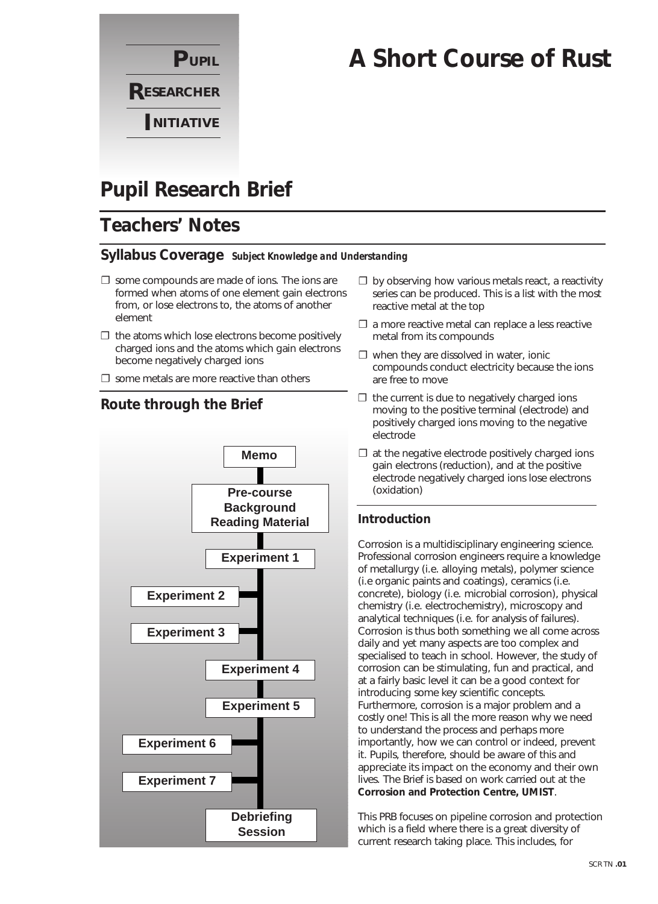**PUPIL RESEARCHER INITIATIVE**

# A Short Course of Rust

## Pupil Research Brief

## Teachers' Notes

### Syllabus Coverage *Subject Knowledge and Understanding*

- some compounds are made of ions. The ions are formed when atoms of one element gain electrons from, or lose electrons to, the atoms of another element
- the atoms which lose electrons become positively charged ions and the atoms which gain electrons become negatively charged ions
- some metals are more reactive than others
- by observing how various metals react, a reactivity series can be produced. This is a list with the most reactive metal at the top
- a more reactive metal can replace a less reactive metal from its compounds
- when they are dissolved in water, ionic compounds conduct electricity because the ions are free to move
- the current is due to negatively charged ions moving to the positive terminal (electrode) and positively charged ions moving to the negative electrode
- at the negative electrode positively charged ions gain electrons (reduction), and at the positive electrode negatively charged ions lose electrons (oxidation)

### Route through the Brief

Memo → Pre-course Background Reading Material → Experiment 1 → Experiment 2 → Experiment 3 → Experiment 4 → Experiment 5 → Experiment 6 → Experiment 7 → Debriefing Session

### Introduction

Corrosion is a multidisciplinary engineering science. Professional corrosion engineers require a knowledge of metallurgy (i.e. alloying metals), polymer science (i.e organic paints and coatings), ceramics (i.e. concrete), biology (i.e. microbial corrosion), physical chemistry (i.e. electrochemistry), microscopy and analytical techniques (i.e. for analysis of failures). Corrosion is thus both something we all come across daily and yet many aspects are too complex and specialised to teach in school. However, the study of corrosion can be stimulating, fun and practical, and at a fairly basic level it can be a good context for introducing some key scientific concepts. Furthermore, corrosion is a major problem and a costly one! This is all the more reason why we need to understand the process and perhaps more importantly, how we can control or indeed, prevent it. Pupils, therefore, should be aware of this and appreciate its impact on the economy and their own lives. The Brief is based on work carried out at the **Corrosion and Protection Centre, UMIST**.

This PRB focuses on pipeline corrosion and protection which is a field where there is a great diversity of current research taking place. This includes, for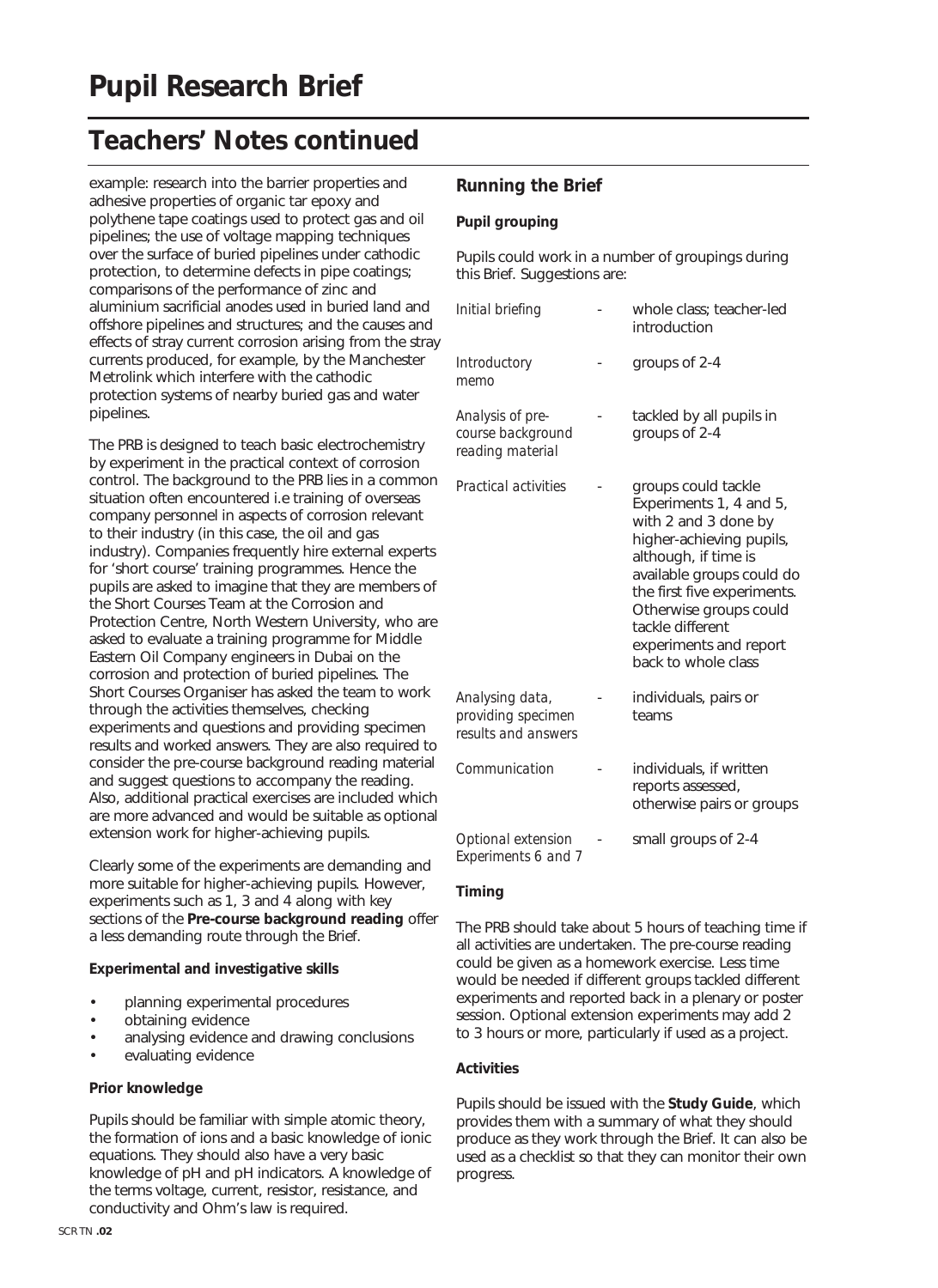# Pupil Research Brief

## Teachers' Notes continued

example: research into the barrier properties and adhesive properties of organic tar epoxy and polythene tape coatings used to protect gas and oil pipelines; the use of voltage mapping techniques over the surface of buried pipelines under cathodic protection, to determine defects in pipe coatings; comparisons of the performance of zinc and aluminium sacrificial anodes used in buried land and offshore pipelines and structures; and the causes and effects of stray current corrosion arising from the stray currents produced, for example, by the Manchester Metrolink which interfere with the cathodic protection systems of nearby buried gas and water pipelines.

The PRB is designed to teach basic electrochemistry by experiment in the practical context of corrosion control. The background to the PRB lies in a common situation often encountered i.e training of overseas company personnel in aspects of corrosion relevant to their industry (in this case, the oil and gas industry). Companies frequently hire external experts for 'short course' training programmes. Hence the pupils are asked to imagine that they are members of the Short Courses Team at the Corrosion and Protection Centre, North Western University, who are asked to evaluate a training programme for Middle Eastern Oil Company engineers in Dubai on the corrosion and protection of buried pipelines. The Short Courses Organiser has asked the team to work through the activities themselves, checking experiments and questions and providing specimen results and worked answers. They are also required to consider the pre-course background reading material and suggest questions to accompany the reading. Also, additional practical exercises are included which are more advanced and would be suitable as optional extension work for higher-achieving pupils.

Clearly some of the experiments are demanding and more suitable for higher-achieving pupils. However, experiments such as 1, 3 and 4 along with key sections of the **Pre-course background reading** offer a less demanding route through the Brief.

**Experimental and investigative skills**

- planning experimental procedures
- obtaining evidence
- analysing evidence and drawing conclusions
- evaluating evidence

**Prior knowledge**

Pupils should be familiar with simple atomic theory, the formation of ions and a basic knowledge of ionic equations. They should also have a very basic knowledge of pH and pH indicators. A knowledge of the terms voltage, current, resistor, resistance, and conductivity and Ohm's law is required.

### Running the Brief

**Pupil grouping**

Pupils could work in a number of groupings during this Brief. Suggestions are:

| | | |
|---|---|---|
| *Initial briefing* | - | whole class; teacher-led introduction |
| *Introductory memo* | - | groups of 2-4 |
| *Analysis of pre-course background reading material* | - | tackled by all pupils in groups of 2-4 |
| *Practical activities* | - | groups could tackle Experiments 1, 4 and 5, with 2 and 3 done by higher-achieving pupils, although, if time is available groups could do the first five experiments. Otherwise groups could tackle different experiments and report back to whole class |
| *Analysing data, providing specimen results and answers* | - | individuals, pairs or teams |
| *Communication* | - | individuals, if written reports assessed, otherwise pairs or groups |
| *Optional extension Experiments 6 and 7* | - | small groups of 2-4 |

**Timing**

The PRB should take about 5 hours of teaching time if all activities are undertaken. The pre-course reading could be given as a homework exercise. Less time would be needed if different groups tackled different experiments and reported back in a plenary or poster session. Optional extension experiments may add 2 to 3 hours or more, particularly if used as a project.

**Activities**

Pupils should be issued with the **Study Guide**, which provides them with a summary of what they should produce as they work through the Brief. It can also be used as a checklist so that they can monitor their own progress.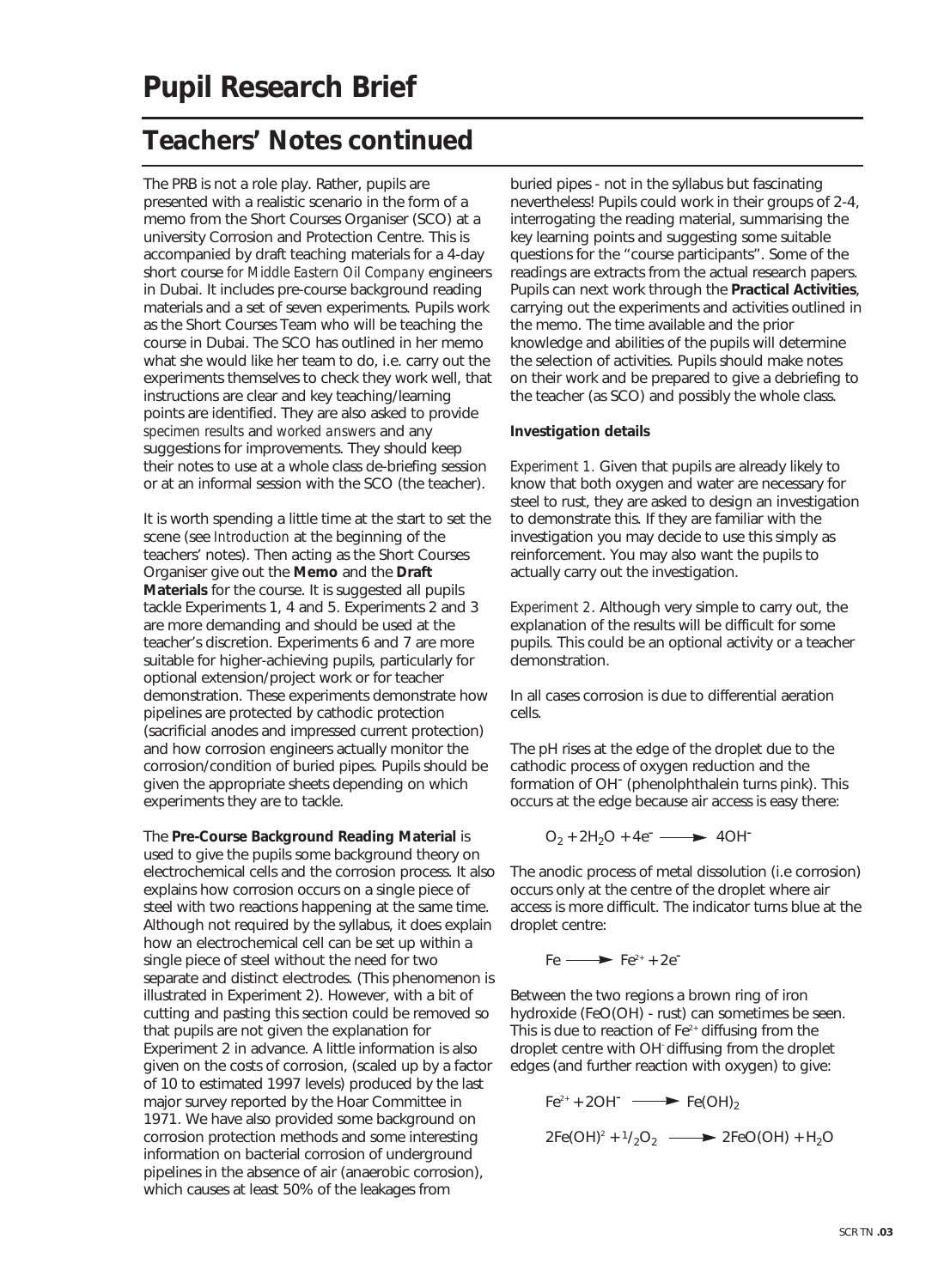# Pupil Research Brief

## Teachers' Notes continued

The PRB is not a role play. Rather, pupils are presented with a realistic scenario in the form of a memo from the Short Courses Organiser (SCO) at a university Corrosion and Protection Centre. This is accompanied by draft teaching materials for a 4-day short course *for Middle Eastern Oil Company* engineers in Dubai. It includes pre-course background reading materials and a set of seven experiments. Pupils work as the Short Courses Team who will be teaching the course in Dubai. The SCO has outlined in her memo what she would like her team to do, i.e. carry out the experiments themselves to check they work well, that instructions are clear and key teaching/learning points are identified. They are also asked to provide *specimen results* and *worked answers* and any suggestions for improvements. They should keep their notes to use at a whole class de-briefing session or at an informal session with the SCO (the teacher).

It is worth spending a little time at the start to set the scene (see *Introduction* at the beginning of the teachers' notes). Then acting as the Short Courses Organiser give out the **Memo** and the **Draft Materials** for the course. It is suggested all pupils tackle Experiments 1, 4 and 5. Experiments 2 and 3 are more demanding and should be used at the teacher's discretion. Experiments 6 and 7 are more suitable for higher-achieving pupils, particularly for optional extension/project work or for teacher demonstration. These experiments demonstrate how pipelines are protected by cathodic protection (sacrificial anodes and impressed current protection) and how corrosion engineers actually monitor the corrosion/condition of buried pipes. Pupils should be given the appropriate sheets depending on which experiments they are to tackle.

The **Pre-Course Background Reading Material** is used to give the pupils some background theory on electrochemical cells and the corrosion process. It also explains how corrosion occurs on a single piece of steel with two reactions happening at the same time. Although not required by the syllabus, it does explain how an electrochemical cell can be set up within a single piece of steel without the need for two separate and distinct electrodes. (This phenomenon is illustrated in Experiment 2). However, with a bit of cutting and pasting this section could be removed so that pupils are not given the explanation for Experiment 2 in advance. A little information is also given on the costs of corrosion, (scaled up by a factor of 10 to estimated 1997 levels) produced by the last major survey reported by the Hoar Committee in 1971. We have also provided some background on corrosion protection methods and some interesting information on bacterial corrosion of underground pipelines in the absence of air (anaerobic corrosion), which causes at least 50% of the leakages from buried pipes - not in the syllabus but fascinating nevertheless! Pupils could work in their groups of 2-4, interrogating the reading material, summarising the key learning points and suggesting some suitable questions for the "course participants". Some of the readings are extracts from the actual research papers. Pupils can next work through the **Practical Activities**, carrying out the experiments and activities outlined in the memo. The time available and the prior knowledge and abilities of the pupils will determine the selection of activities. Pupils should make notes on their work and be prepared to give a debriefing to the teacher (as SCO) and possibly the whole class.

**Investigation details**

*Experiment 1.* Given that pupils are already likely to know that both oxygen and water are necessary for steel to rust, they are asked to design an investigation to demonstrate this. If they are familiar with the investigation you may decide to use this simply as reinforcement. You may also want the pupils to actually carry out the investigation.

*Experiment 2*. Although very simple to carry out, the explanation of the results will be difficult for some pupils. This could be an optional activity or a teacher demonstration.

In all cases corrosion is due to differential aeration cells.

The pH rises at the edge of the droplet due to the cathodic process of oxygen reduction and the formation of $OH^-$ (phenolphthalein turns pink). This occurs at the edge because air access is easy there:

$$O_2 + 2H_2O + 4e^- \longrightarrow 4OH^-$$

The anodic process of metal dissolution (i.e corrosion) occurs only at the centre of the droplet where air access is more difficult. The indicator turns blue at the droplet centre:

$$Fe \longrightarrow Fe^{2+} + 2e^-$$

Between the two regions a brown ring of iron hydroxide (FeO(OH) - rust) can sometimes be seen. This is due to reaction of $Fe^{2+}$ diffusing from the droplet centre with $OH^-$ diffusing from the droplet edges (and further reaction with oxygen) to give:

$$Fe^{2+} + 2OH^- \longrightarrow Fe(OH)_2$$

$$2Fe(OH)^2 + {}^1/_2O_2 \longrightarrow 2FeO(OH) + H_2O$$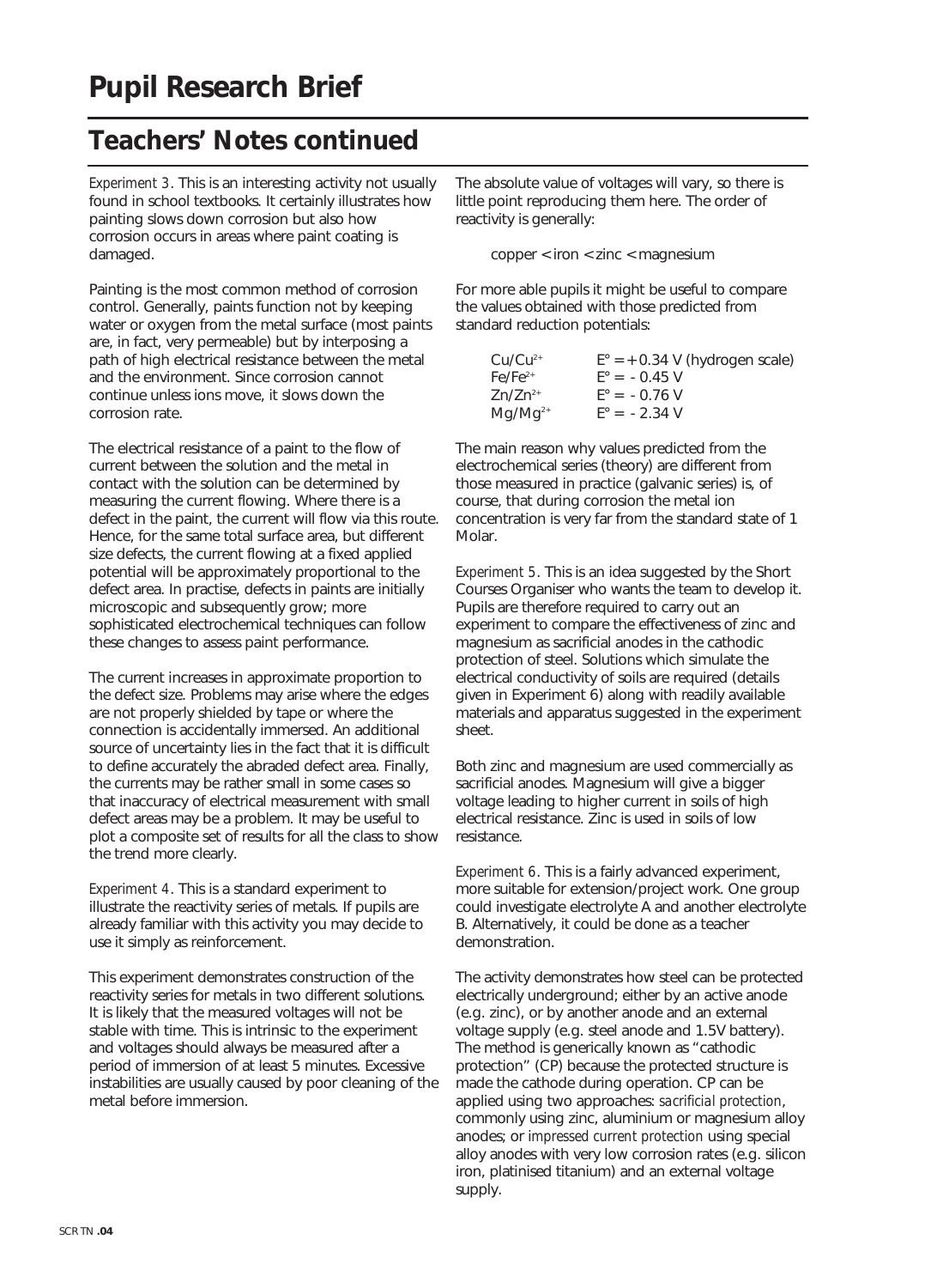# Pupil Research Brief

## Teachers' Notes continued

*Experiment 3*. This is an interesting activity not usually found in school textbooks. It certainly illustrates how painting slows down corrosion but also how corrosion occurs in areas where paint coating is damaged.

Painting is the most common method of corrosion control. Generally, paints function not by keeping water or oxygen from the metal surface (most paints are, in fact, very permeable) but by interposing a path of high electrical resistance between the metal and the environment. Since corrosion cannot continue unless ions move, it slows down the corrosion rate.

The electrical resistance of a paint to the flow of current between the solution and the metal in contact with the solution can be determined by measuring the current flowing. Where there is a defect in the paint, the current will flow via this route. Hence, for the same total surface area, but different size defects, the current flowing at a fixed applied potential will be approximately proportional to the defect area. In practise, defects in paints are initially microscopic and subsequently grow; more sophisticated electrochemical techniques can follow these changes to assess paint performance.

The current increases in approximate proportion to the defect size. Problems may arise where the edges are not properly shielded by tape or where the connection is accidentally immersed. An additional source of uncertainty lies in the fact that it is difficult to define accurately the abraded defect area. Finally, the currents may be rather small in some cases so that inaccuracy of electrical measurement with small defect areas may be a problem. It may be useful to plot a composite set of results for all the class to show the trend more clearly.

*Experiment 4*. This is a standard experiment to illustrate the reactivity series of metals. If pupils are already familiar with this activity you may decide to use it simply as reinforcement.

This experiment demonstrates construction of the reactivity series for metals in two different solutions. It is likely that the measured voltages will not be stable with time. This is intrinsic to the experiment and voltages should always be measured after a period of immersion of at least 5 minutes. Excessive instabilities are usually caused by poor cleaning of the metal before immersion.

The absolute value of voltages will vary, so there is little point reproducing them here. The order of reactivity is generally:

copper < iron < zinc < magnesium

For more able pupils it might be useful to compare the values obtained with those predicted from standard reduction potentials:

| | |
|---|---|
| $Cu/Cu^{2+}$ | $E° = +0.34$ V (hydrogen scale) |
| $Fe/Fe^{2+}$ | $E° = -0.45$ V |
| $Zn/Zn^{2+}$ | $E° = -0.76$ V |
| $Mg/Mg^{2+}$ | $E° = -2.34$ V |

The main reason why values predicted from the electrochemical series (theory) are different from those measured in practice (galvanic series) is, of course, that during corrosion the metal ion concentration is very far from the standard state of 1 Molar.

*Experiment 5*. This is an idea suggested by the Short Courses Organiser who wants the team to develop it. Pupils are therefore required to carry out an experiment to compare the effectiveness of zinc and magnesium as sacrificial anodes in the cathodic protection of steel. Solutions which simulate the electrical conductivity of soils are required (details given in Experiment 6) along with readily available materials and apparatus suggested in the experiment sheet.

Both zinc and magnesium are used commercially as sacrificial anodes. Magnesium will give a bigger voltage leading to higher current in soils of high electrical resistance. Zinc is used in soils of low resistance.

*Experiment 6*. This is a fairly advanced experiment, more suitable for extension/project work. One group could investigate electrolyte A and another electrolyte B. Alternatively, it could be done as a teacher demonstration.

The activity demonstrates how steel can be protected electrically underground; either by an active anode (e.g. zinc), or by another anode and an external voltage supply (e.g. steel anode and 1.5V battery). The method is generically known as "cathodic protection" (CP) because the protected structure is made the cathode during operation. CP can be applied using two approaches: *sacrificial protection*, commonly using zinc, aluminium or magnesium alloy anodes; or *impressed current protection* using special alloy anodes with very low corrosion rates (e.g. silicon iron, platinised titanium) and an external voltage supply.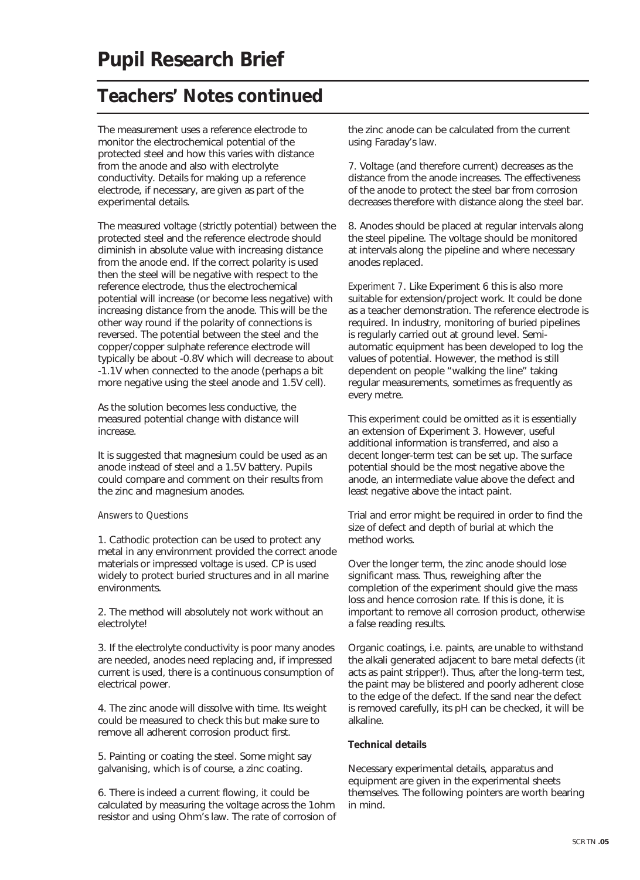# Pupil Research Brief

## Teachers' Notes continued

The measurement uses a reference electrode to monitor the electrochemical potential of the protected steel and how this varies with distance from the anode and also with electrolyte conductivity. Details for making up a reference electrode, if necessary, are given as part of the experimental details.

The measured voltage (strictly potential) between the protected steel and the reference electrode should diminish in absolute value with increasing distance from the anode end. If the correct polarity is used then the steel will be negative with respect to the reference electrode, thus the electrochemical potential will increase (or become less negative) with increasing distance from the anode. This will be the other way round if the polarity of connections is reversed. The potential between the steel and the copper/copper sulphate reference electrode will typically be about -0.8V which will decrease to about -1.1V when connected to the anode (perhaps a bit more negative using the steel anode and 1.5V cell).

As the solution becomes less conductive, the measured potential change with distance will increase.

It is suggested that magnesium could be used as an anode instead of steel and a 1.5V battery. Pupils could compare and comment on their results from the zinc and magnesium anodes.

*Answers to Questions*

1. Cathodic protection can be used to protect any metal in any environment provided the correct anode materials or impressed voltage is used. CP is used widely to protect buried structures and in all marine environments.

2. The method will absolutely not work without an electrolyte!

3. If the electrolyte conductivity is poor many anodes are needed, anodes need replacing and, if impressed current is used, there is a continuous consumption of electrical power.

4. The zinc anode will dissolve with time. Its weight could be measured to check this but make sure to remove all adherent corrosion product first.

5. Painting or coating the steel. Some might say galvanising, which is of course, a zinc coating.

6. There is indeed a current flowing, it could be calculated by measuring the voltage across the 1ohm resistor and using Ohm's law. The rate of corrosion of the zinc anode can be calculated from the current using Faraday's law.

7. Voltage (and therefore current) decreases as the distance from the anode increases. The effectiveness of the anode to protect the steel bar from corrosion decreases therefore with distance along the steel bar.

8. Anodes should be placed at regular intervals along the steel pipeline. The voltage should be monitored at intervals along the pipeline and where necessary anodes replaced.

*Experiment 7*. Like Experiment 6 this is also more suitable for extension/project work. It could be done as a teacher demonstration. The reference electrode is required. In industry, monitoring of buried pipelines is regularly carried out at ground level. Semi-automatic equipment has been developed to log the values of potential. However, the method is still dependent on people "walking the line" taking regular measurements, sometimes as frequently as every metre.

This experiment could be omitted as it is essentially an extension of Experiment 3. However, useful additional information is transferred, and also a decent longer-term test can be set up. The surface potential should be the most negative above the anode, an intermediate value above the defect and least negative above the intact paint.

Trial and error might be required in order to find the size of defect and depth of burial at which the method works.

Over the longer term, the zinc anode should lose significant mass. Thus, reweighing after the completion of the experiment should give the mass loss and hence corrosion rate. If this is done, it is important to remove all corrosion product, otherwise a false reading results.

Organic coatings, i.e. paints, are unable to withstand the alkali generated adjacent to bare metal defects (it acts as paint stripper!). Thus, after the long-term test, the paint may be blistered and poorly adherent close to the edge of the defect. If the sand near the defect is removed carefully, its pH can be checked, it will be alkaline.

**Technical details**

Necessary experimental details, apparatus and equipment are given in the experimental sheets themselves. The following pointers are worth bearing in mind.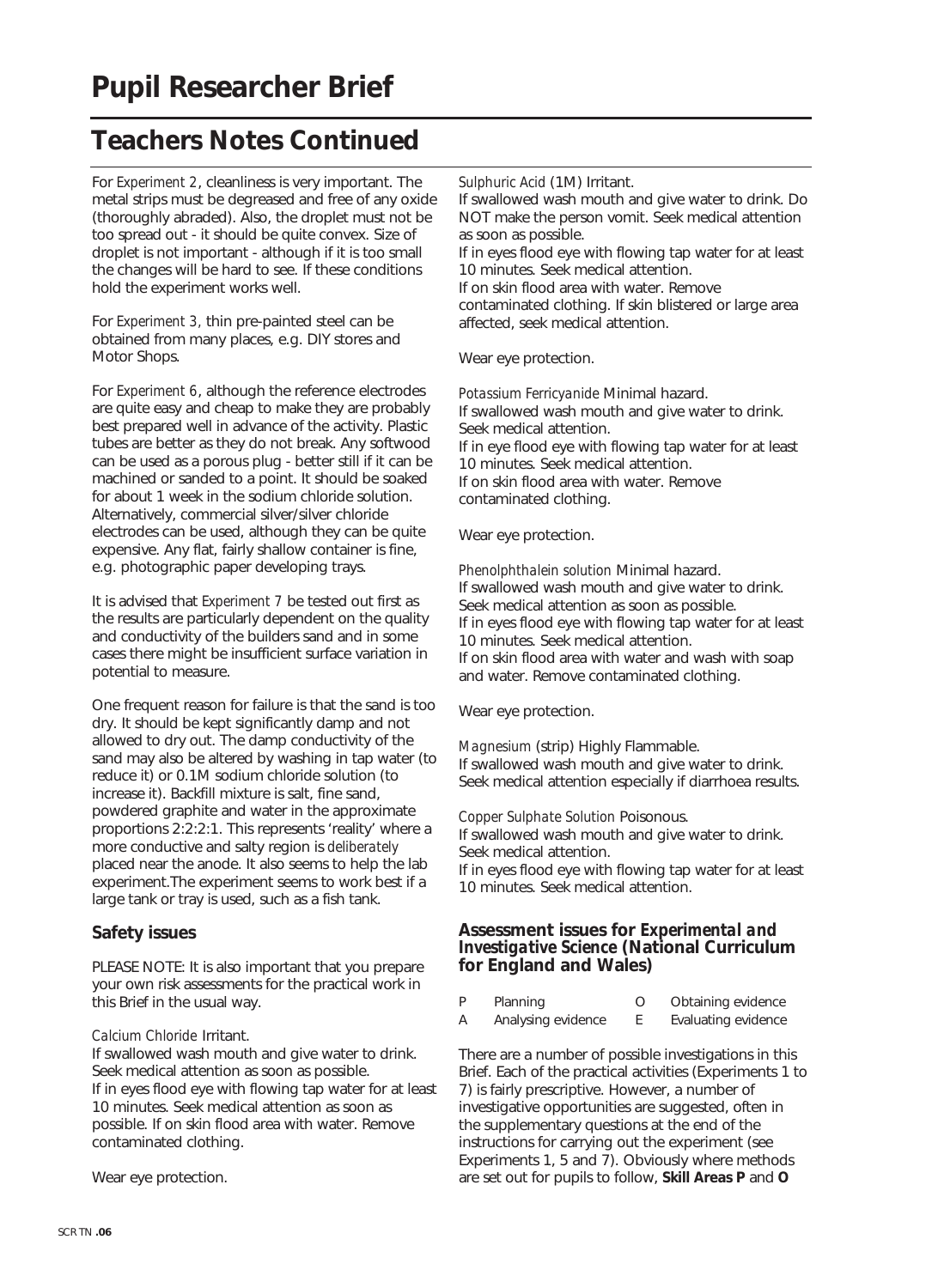# Pupil Researcher Brief

## Teachers Notes Continued

For *Experiment 2*, cleanliness is very important. The metal strips must be degreased and free of any oxide (thoroughly abraded). Also, the droplet must not be too spread out - it should be quite convex. Size of droplet is not important - although if it is too small the changes will be hard to see. If these conditions hold the experiment works well.

For *Experiment 3,* thin pre-painted steel can be obtained from many places, e.g. DIY stores and Motor Shops.

For *Experiment 6*, although the reference electrodes are quite easy and cheap to make they are probably best prepared well in advance of the activity. Plastic tubes are better as they do not break. Any softwood can be used as a porous plug - better still if it can be machined or sanded to a point. It should be soaked for about 1 week in the sodium chloride solution. Alternatively, commercial silver/silver chloride electrodes can be used, although they can be quite expensive. Any flat, fairly shallow container is fine, e.g. photographic paper developing trays.

It is advised that *Experiment 7* be tested out first as the results are particularly dependent on the quality and conductivity of the builders sand and in some cases there might be insufficient surface variation in potential to measure.

One frequent reason for failure is that the sand is too dry. It should be kept significantly damp and not allowed to dry out. The damp conductivity of the sand may also be altered by washing in tap water (to reduce it) or 0.1M sodium chloride solution (to increase it). Backfill mixture is salt, fine sand, powdered graphite and water in the approximate proportions 2:2:2:1. This represents 'reality' where a more conductive and salty region is *deliberately* placed near the anode. It also seems to help the lab experiment.The experiment seems to work best if a large tank or tray is used, such as a fish tank.

### Safety issues

PLEASE NOTE: It is also important that you prepare your own risk assessments for the practical work in this Brief in the usual way.

*Calcium Chloride* Irritant.
If swallowed wash mouth and give water to drink. Seek medical attention as soon as possible.
If in eyes flood eye with flowing tap water for at least 10 minutes. Seek medical attention as soon as possible. If on skin flood area with water. Remove contaminated clothing.

Wear eye protection.

*Sulphuric Acid* (1M) Irritant.
If swallowed wash mouth and give water to drink. Do NOT make the person vomit. Seek medical attention as soon as possible.
If in eyes flood eye with flowing tap water for at least 10 minutes. Seek medical attention.
If on skin flood area with water. Remove contaminated clothing. If skin blistered or large area affected, seek medical attention.

Wear eye protection.

*Potassium Ferricyanide* Minimal hazard.
If swallowed wash mouth and give water to drink. Seek medical attention.
If in eye flood eye with flowing tap water for at least 10 minutes. Seek medical attention.
If on skin flood area with water. Remove contaminated clothing.

Wear eye protection.

*Phenolphthalein solution* Minimal hazard.
If swallowed wash mouth and give water to drink. Seek medical attention as soon as possible.
If in eyes flood eye with flowing tap water for at least 10 minutes. Seek medical attention.
If on skin flood area with water and wash with soap and water. Remove contaminated clothing.

Wear eye protection.

*Magnesium* (strip) Highly Flammable.
If swallowed wash mouth and give water to drink. Seek medical attention especially if diarrhoea results.

*Copper Sulphate Solution* Poisonous.
If swallowed wash mouth and give water to drink. Seek medical attention.
If in eyes flood eye with flowing tap water for at least 10 minutes. Seek medical attention.

### Assessment issues for *Experimental and Investigative Science* (National Curriculum for England and Wales)

| | | | |
|---|---|---|---|
| P | Planning | O | Obtaining evidence |
| A | Analysing evidence | E | Evaluating evidence |

There are a number of possible investigations in this Brief. Each of the practical activities (Experiments 1 to 7) is fairly prescriptive. However, a number of investigative opportunities are suggested, often in the supplementary questions at the end of the instructions for carrying out the experiment (see Experiments 1, 5 and 7). Obviously where methods are set out for pupils to follow, **Skill Areas P** and **O**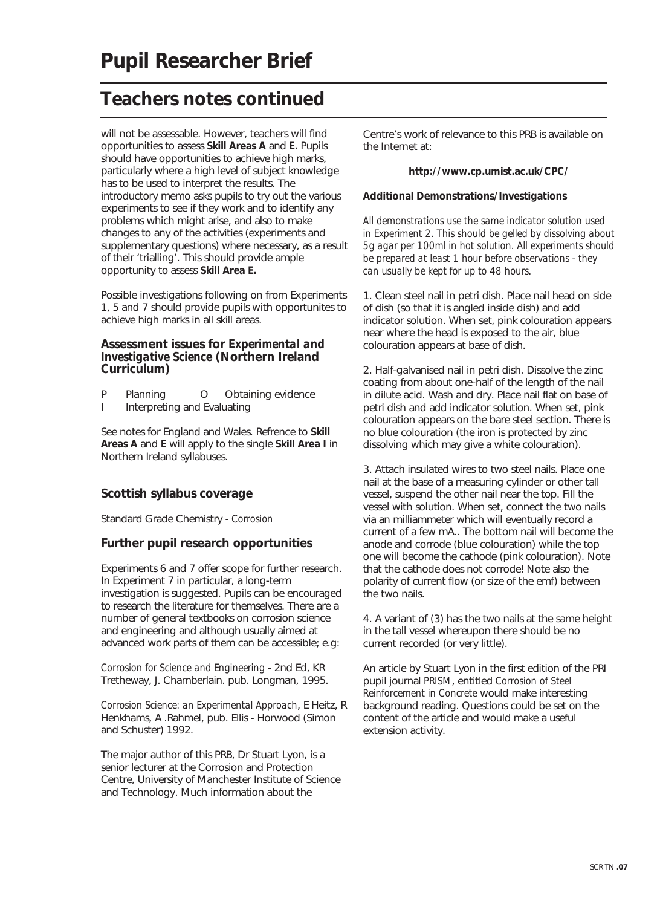# Pupil Researcher Brief

## Teachers notes continued

will not be assessable. However, teachers will find opportunities to assess **Skill Areas A** and **E.** Pupils should have opportunities to achieve high marks, particularly where a high level of subject knowledge has to be used to interpret the results. The introductory memo asks pupils to try out the various experiments to see if they work and to identify any problems which might arise, and also to make changes to any of the activities (experiments and supplementary questions) where necessary, as a result of their 'trialling'. This should provide ample opportunity to assess **Skill Area E.**

Possible investigations following on from Experiments 1, 5 and 7 should provide pupils with opportunites to achieve high marks in all skill areas.

### Assessment issues for *Experimental and Investigative Science* (Northern Ireland Curriculum)

P Planning O Obtaining evidence
I Interpreting and Evaluating

See notes for England and Wales. Refrence to **Skill Areas A** and **E** will apply to the single **Skill Area I** in Northern Ireland syllabuses.

### Scottish syllabus coverage

Standard Grade Chemistry - *Corrosion*

### Further pupil research opportunities

Experiments 6 and 7 offer scope for further research. In Experiment 7 in particular, a long-term investigation is suggested. Pupils can be encouraged to research the literature for themselves. There are a number of general textbooks on corrosion science and engineering and although usually aimed at advanced work parts of them can be accessible; e.g:

*Corrosion for Science and Engineering* - 2nd Ed, KR Tretheway, J. Chamberlain. pub. Longman, 1995.

*Corrosion Science: an Experimental Approach*, E Heitz, R Henkhams, A .Rahmel, pub. Ellis - Horwood (Simon and Schuster) 1992.

The major author of this PRB, Dr Stuart Lyon, is a senior lecturer at the Corrosion and Protection Centre, University of Manchester Institute of Science and Technology. Much information about the Centre's work of relevance to this PRB is available on the Internet at:

**http://www.cp.umist.ac.uk/CPC/**

**Additional Demonstrations/Investigations**

*All demonstrations use the same indicator solution used in Experiment 2. This should be gelled by dissolving about 5g agar per 100ml in hot solution. All experiments should be prepared at least 1 hour before observations - they can usually be kept for up to 48 hours.*

1. Clean steel nail in petri dish. Place nail head on side of dish (so that it is angled inside dish) and add indicator solution. When set, pink colouration appears near where the head is exposed to the air, blue colouration appears at base of dish.

2. Half-galvanised nail in petri dish. Dissolve the zinc coating from about one-half of the length of the nail in dilute acid. Wash and dry. Place nail flat on base of petri dish and add indicator solution. When set, pink colouration appears on the bare steel section. There is no blue colouration (the iron is protected by zinc dissolving which may give a white colouration).

3. Attach insulated wires to two steel nails. Place one nail at the base of a measuring cylinder or other tall vessel, suspend the other nail near the top. Fill the vessel with solution. When set, connect the two nails via an milliammeter which will eventually record a current of a few mA.. The bottom nail will become the anode and corrode (blue colouration) while the top one will become the cathode (pink colouration). Note that the cathode does not corrode! Note also the polarity of current flow (or size of the emf) between the two nails.

4. A variant of (3) has the two nails at the same height in the tall vessel whereupon there should be no current recorded (or very little).

An article by Stuart Lyon in the first edition of the PRI pupil journal *PRISM*, entitled *Corrosion of Steel Reinforcement in Concrete* would make interesting background reading. Questions could be set on the content of the article and would make a useful extension activity.